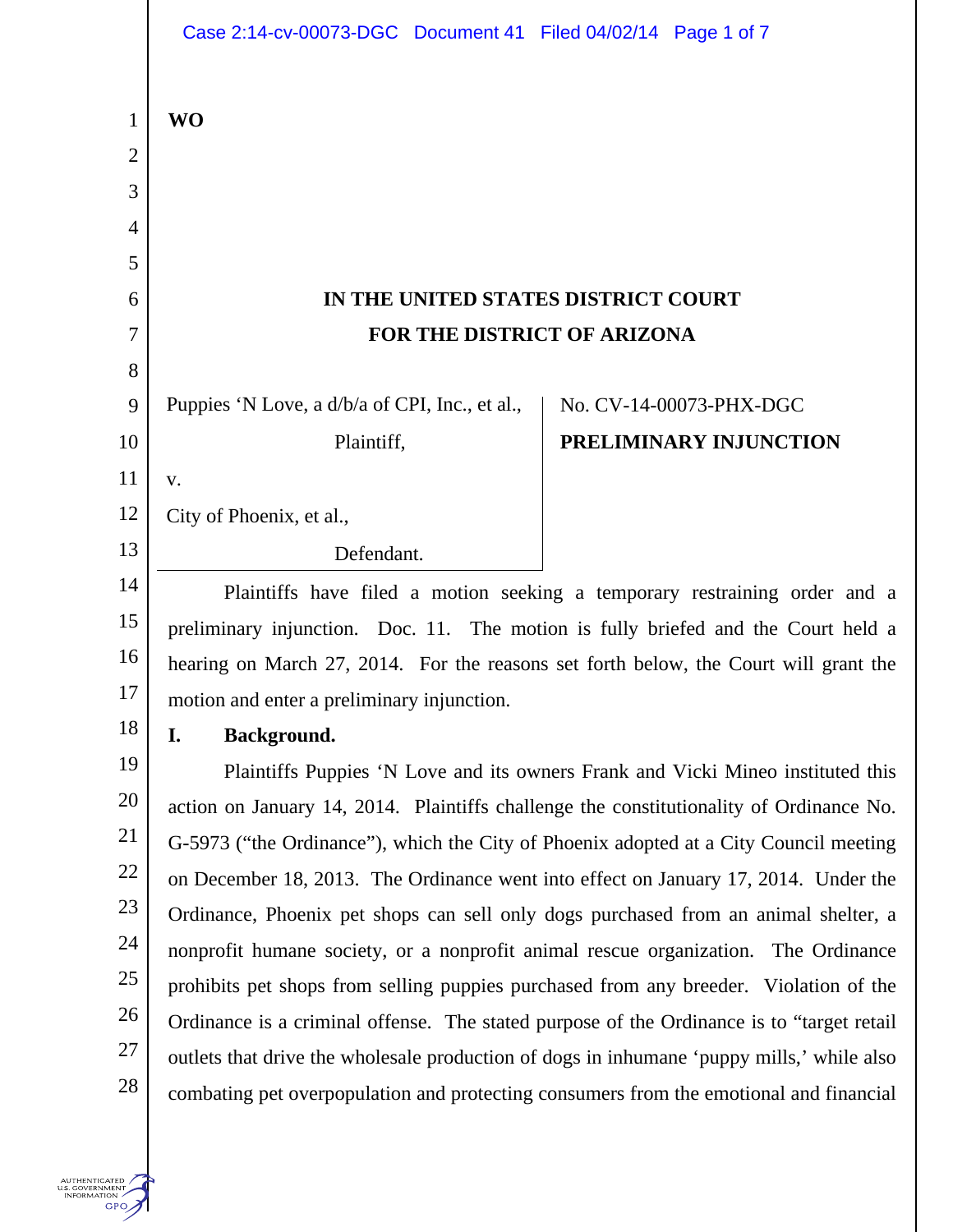WO

**IN THE UNITED STATES DISTRICT COURT**
**FOR THE DISTRICT OF ARIZONA**

Puppies 'N Love, a d/b/a of CPI, Inc., et al.,

Plaintiff,

v.

City of Phoenix, et al.,

Defendant.

No. CV-14-00073-PHX-DGC

**PRELIMINARY INJUNCTION**

Plaintiffs have filed a motion seeking a temporary restraining order and a preliminary injunction. Doc. 11. The motion is fully briefed and the Court held a hearing on March 27, 2014. For the reasons set forth below, the Court will grant the motion and enter a preliminary injunction.

## I. Background.

Plaintiffs Puppies 'N Love and its owners Frank and Vicki Mineo instituted this action on January 14, 2014. Plaintiffs challenge the constitutionality of Ordinance No. G-5973 ("the Ordinance"), which the City of Phoenix adopted at a City Council meeting on December 18, 2013. The Ordinance went into effect on January 17, 2014. Under the Ordinance, Phoenix pet shops can sell only dogs purchased from an animal shelter, a nonprofit humane society, or a nonprofit animal rescue organization. The Ordinance prohibits pet shops from selling puppies purchased from any breeder. Violation of the Ordinance is a criminal offense. The stated purpose of the Ordinance is to "target retail outlets that drive the wholesale production of dogs in inhumane 'puppy mills,' while also combating pet overpopulation and protecting consumers from the emotional and financial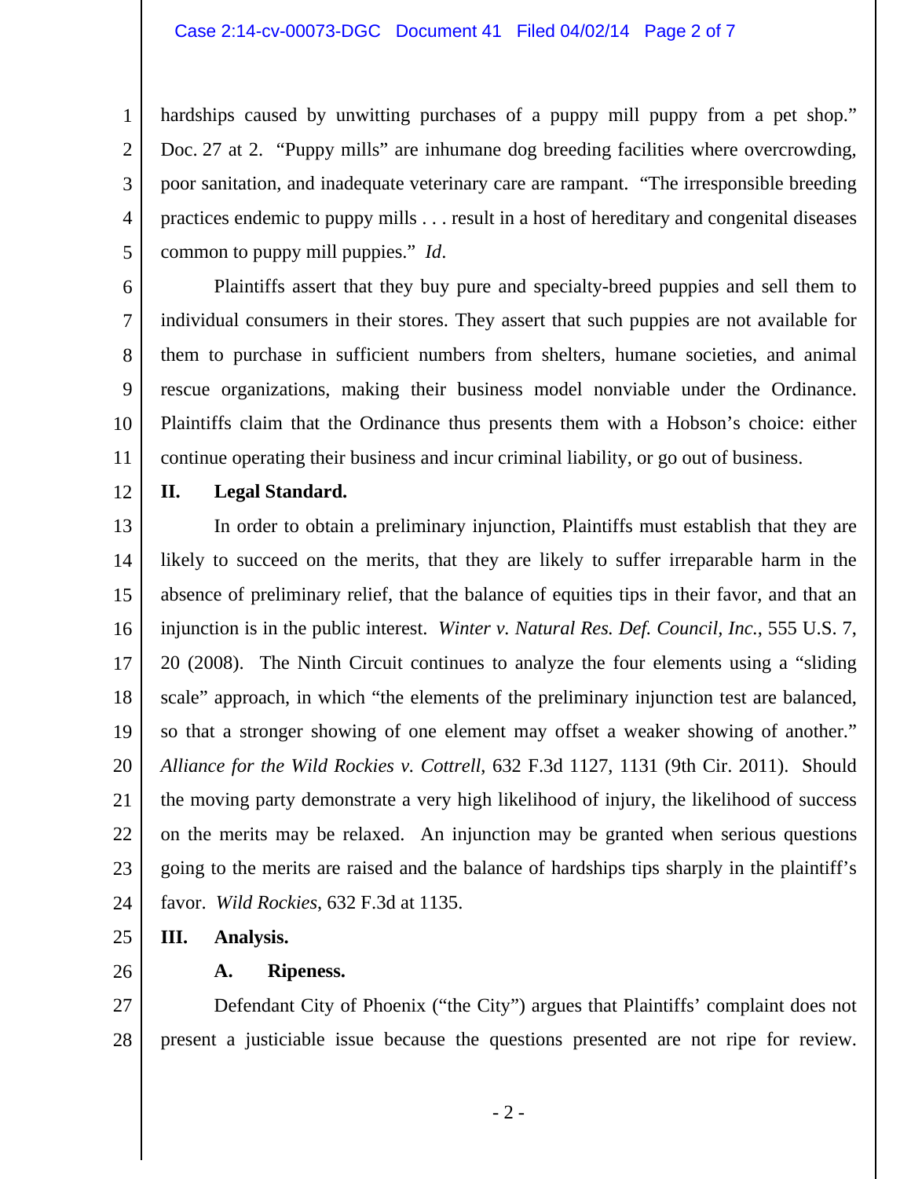hardships caused by unwitting purchases of a puppy mill puppy from a pet shop." Doc. 27 at 2. "Puppy mills" are inhumane dog breeding facilities where overcrowding, poor sanitation, and inadequate veterinary care are rampant. "The irresponsible breeding practices endemic to puppy mills . . . result in a host of hereditary and congenital diseases common to puppy mill puppies." *Id*.

Plaintiffs assert that they buy pure and specialty-breed puppies and sell them to individual consumers in their stores. They assert that such puppies are not available for them to purchase in sufficient numbers from shelters, humane societies, and animal rescue organizations, making their business model nonviable under the Ordinance. Plaintiffs claim that the Ordinance thus presents them with a Hobson's choice: either continue operating their business and incur criminal liability, or go out of business.

## II. Legal Standard.

In order to obtain a preliminary injunction, Plaintiffs must establish that they are likely to succeed on the merits, that they are likely to suffer irreparable harm in the absence of preliminary relief, that the balance of equities tips in their favor, and that an injunction is in the public interest. *Winter v. Natural Res. Def. Council, Inc.*, 555 U.S. 7, 20 (2008). The Ninth Circuit continues to analyze the four elements using a "sliding scale" approach, in which "the elements of the preliminary injunction test are balanced, so that a stronger showing of one element may offset a weaker showing of another." *Alliance for the Wild Rockies v. Cottrell*, 632 F.3d 1127, 1131 (9th Cir. 2011). Should the moving party demonstrate a very high likelihood of injury, the likelihood of success on the merits may be relaxed. An injunction may be granted when serious questions going to the merits are raised and the balance of hardships tips sharply in the plaintiff's favor. *Wild Rockies*, 632 F.3d at 1135.

## III. Analysis.

### A. Ripeness.

Defendant City of Phoenix ("the City") argues that Plaintiffs' complaint does not present a justiciable issue because the questions presented are not ripe for review.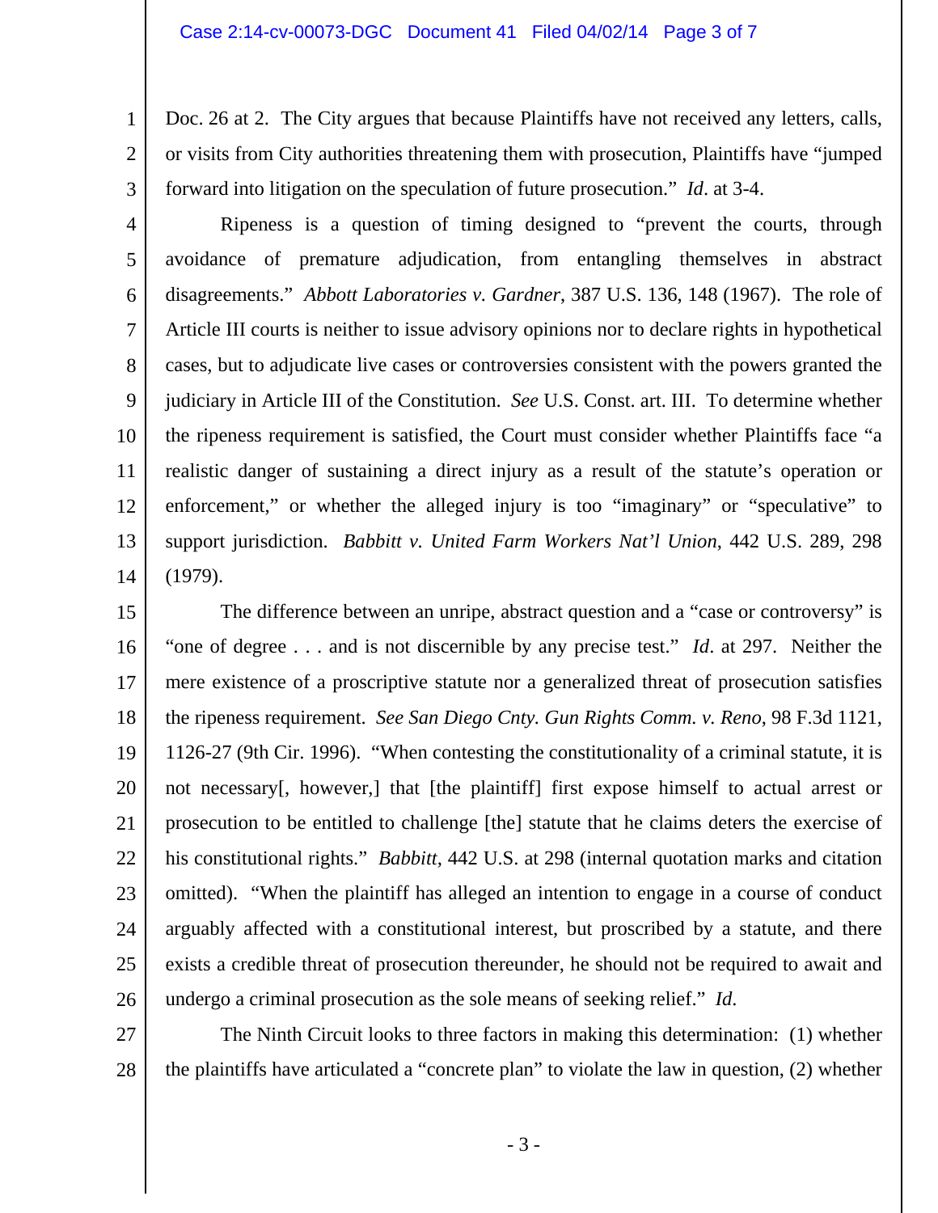Doc. 26 at 2. The City argues that because Plaintiffs have not received any letters, calls, or visits from City authorities threatening them with prosecution, Plaintiffs have "jumped forward into litigation on the speculation of future prosecution." *Id*. at 3-4.

Ripeness is a question of timing designed to "prevent the courts, through avoidance of premature adjudication, from entangling themselves in abstract disagreements." *Abbott Laboratories v. Gardner*, 387 U.S. 136, 148 (1967). The role of Article III courts is neither to issue advisory opinions nor to declare rights in hypothetical cases, but to adjudicate live cases or controversies consistent with the powers granted the judiciary in Article III of the Constitution. *See* U.S. Const. art. III. To determine whether the ripeness requirement is satisfied, the Court must consider whether Plaintiffs face "a realistic danger of sustaining a direct injury as a result of the statute's operation or enforcement," or whether the alleged injury is too "imaginary" or "speculative" to support jurisdiction. *Babbitt v. United Farm Workers Nat'l Union*, 442 U.S. 289, 298 (1979).

The difference between an unripe, abstract question and a "case or controversy" is "one of degree . . . and is not discernible by any precise test." *Id*. at 297. Neither the mere existence of a proscriptive statute nor a generalized threat of prosecution satisfies the ripeness requirement. *See San Diego Cnty. Gun Rights Comm. v. Reno*, 98 F.3d 1121, 1126-27 (9th Cir. 1996). "When contesting the constitutionality of a criminal statute, it is not necessary[, however,] that [the plaintiff] first expose himself to actual arrest or prosecution to be entitled to challenge [the] statute that he claims deters the exercise of his constitutional rights." *Babbitt*, 442 U.S. at 298 (internal quotation marks and citation omitted). "When the plaintiff has alleged an intention to engage in a course of conduct arguably affected with a constitutional interest, but proscribed by a statute, and there exists a credible threat of prosecution thereunder, he should not be required to await and undergo a criminal prosecution as the sole means of seeking relief." *Id*.

The Ninth Circuit looks to three factors in making this determination: (1) whether the plaintiffs have articulated a "concrete plan" to violate the law in question, (2) whether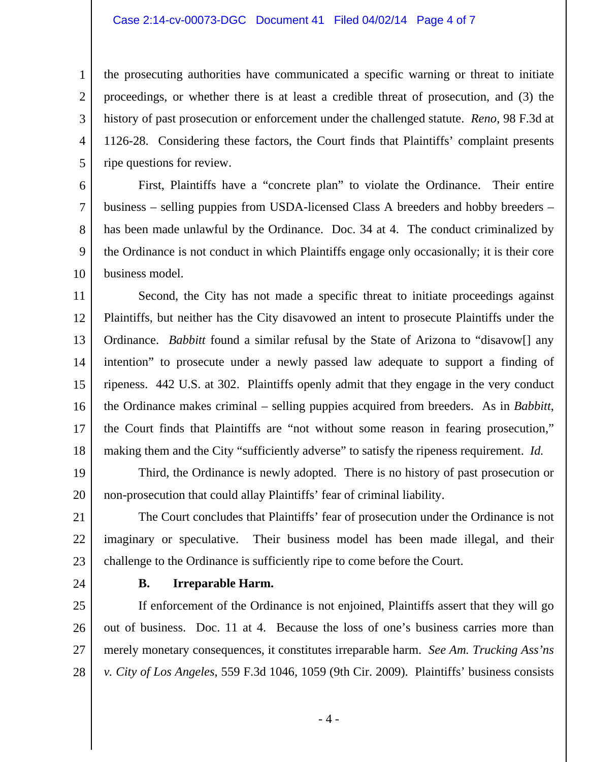the prosecuting authorities have communicated a specific warning or threat to initiate proceedings, or whether there is at least a credible threat of prosecution, and (3) the history of past prosecution or enforcement under the challenged statute. *Reno*, 98 F.3d at 1126-28. Considering these factors, the Court finds that Plaintiffs' complaint presents ripe questions for review.

First, Plaintiffs have a "concrete plan" to violate the Ordinance. Their entire business – selling puppies from USDA-licensed Class A breeders and hobby breeders – has been made unlawful by the Ordinance. Doc. 34 at 4. The conduct criminalized by the Ordinance is not conduct in which Plaintiffs engage only occasionally; it is their core business model.

Second, the City has not made a specific threat to initiate proceedings against Plaintiffs, but neither has the City disavowed an intent to prosecute Plaintiffs under the Ordinance. *Babbitt* found a similar refusal by the State of Arizona to "disavow[] any intention" to prosecute under a newly passed law adequate to support a finding of ripeness. 442 U.S. at 302. Plaintiffs openly admit that they engage in the very conduct the Ordinance makes criminal – selling puppies acquired from breeders. As in *Babbitt*, the Court finds that Plaintiffs are "not without some reason in fearing prosecution," making them and the City "sufficiently adverse" to satisfy the ripeness requirement. *Id.*

Third, the Ordinance is newly adopted. There is no history of past prosecution or non-prosecution that could allay Plaintiffs' fear of criminal liability.

The Court concludes that Plaintiffs' fear of prosecution under the Ordinance is not imaginary or speculative. Their business model has been made illegal, and their challenge to the Ordinance is sufficiently ripe to come before the Court.

**B. Irreparable Harm.**

If enforcement of the Ordinance is not enjoined, Plaintiffs assert that they will go out of business. Doc. 11 at 4. Because the loss of one's business carries more than merely monetary consequences, it constitutes irreparable harm. *See Am. Trucking Ass'ns v. City of Los Angeles*, 559 F.3d 1046, 1059 (9th Cir. 2009). Plaintiffs' business consists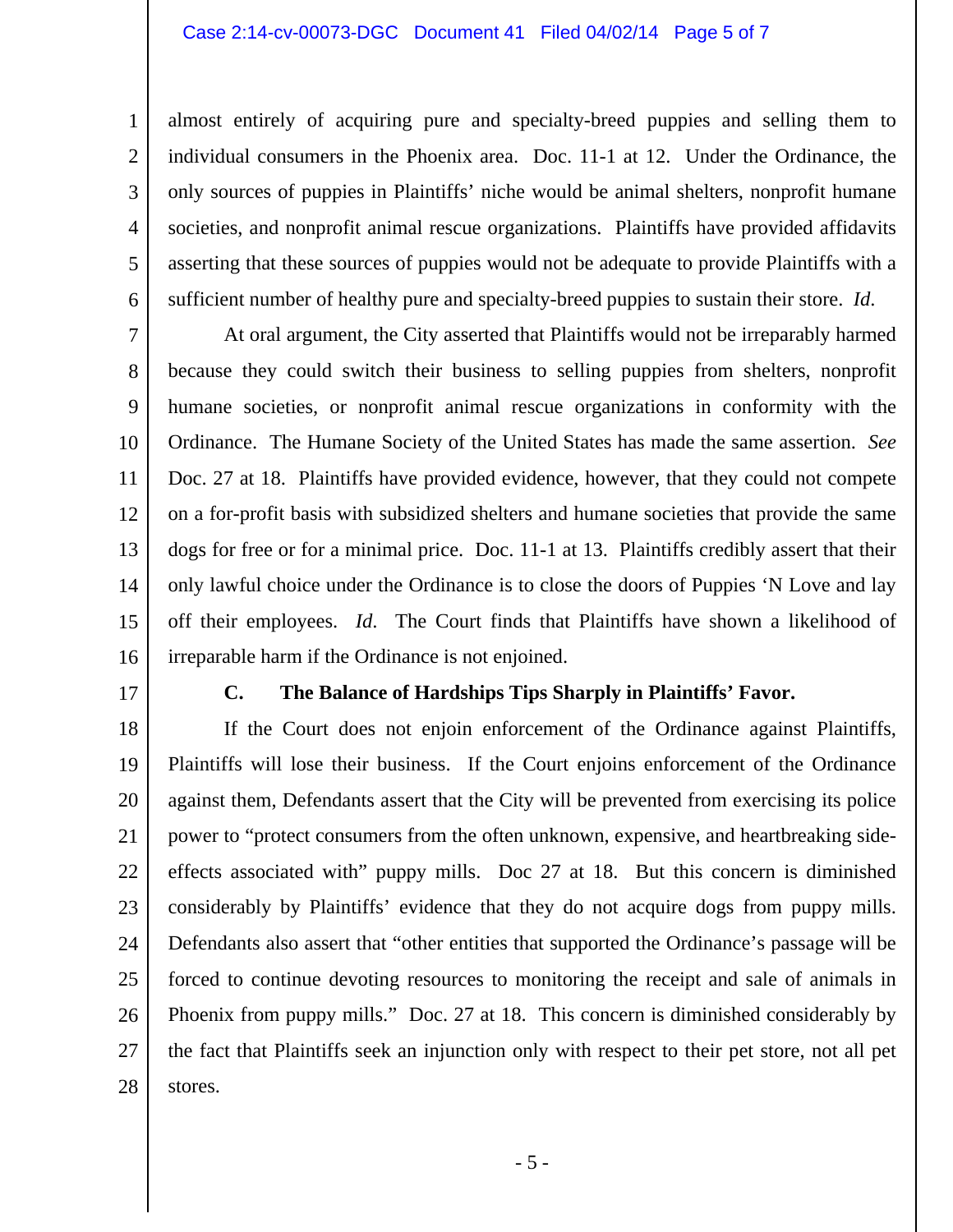almost entirely of acquiring pure and specialty-breed puppies and selling them to individual consumers in the Phoenix area. Doc. 11-1 at 12. Under the Ordinance, the only sources of puppies in Plaintiffs' niche would be animal shelters, nonprofit humane societies, and nonprofit animal rescue organizations. Plaintiffs have provided affidavits asserting that these sources of puppies would not be adequate to provide Plaintiffs with a sufficient number of healthy pure and specialty-breed puppies to sustain their store. *Id*.

At oral argument, the City asserted that Plaintiffs would not be irreparably harmed because they could switch their business to selling puppies from shelters, nonprofit humane societies, or nonprofit animal rescue organizations in conformity with the Ordinance. The Humane Society of the United States has made the same assertion. *See* Doc. 27 at 18. Plaintiffs have provided evidence, however, that they could not compete on a for-profit basis with subsidized shelters and humane societies that provide the same dogs for free or for a minimal price. Doc. 11-1 at 13. Plaintiffs credibly assert that their only lawful choice under the Ordinance is to close the doors of Puppies 'N Love and lay off their employees. *Id*. The Court finds that Plaintiffs have shown a likelihood of irreparable harm if the Ordinance is not enjoined.

### C. The Balance of Hardships Tips Sharply in Plaintiffs' Favor.

If the Court does not enjoin enforcement of the Ordinance against Plaintiffs, Plaintiffs will lose their business. If the Court enjoins enforcement of the Ordinance against them, Defendants assert that the City will be prevented from exercising its police power to "protect consumers from the often unknown, expensive, and heartbreaking side-effects associated with" puppy mills. Doc 27 at 18. But this concern is diminished considerably by Plaintiffs' evidence that they do not acquire dogs from puppy mills. Defendants also assert that "other entities that supported the Ordinance's passage will be forced to continue devoting resources to monitoring the receipt and sale of animals in Phoenix from puppy mills." Doc. 27 at 18. This concern is diminished considerably by the fact that Plaintiffs seek an injunction only with respect to their pet store, not all pet stores.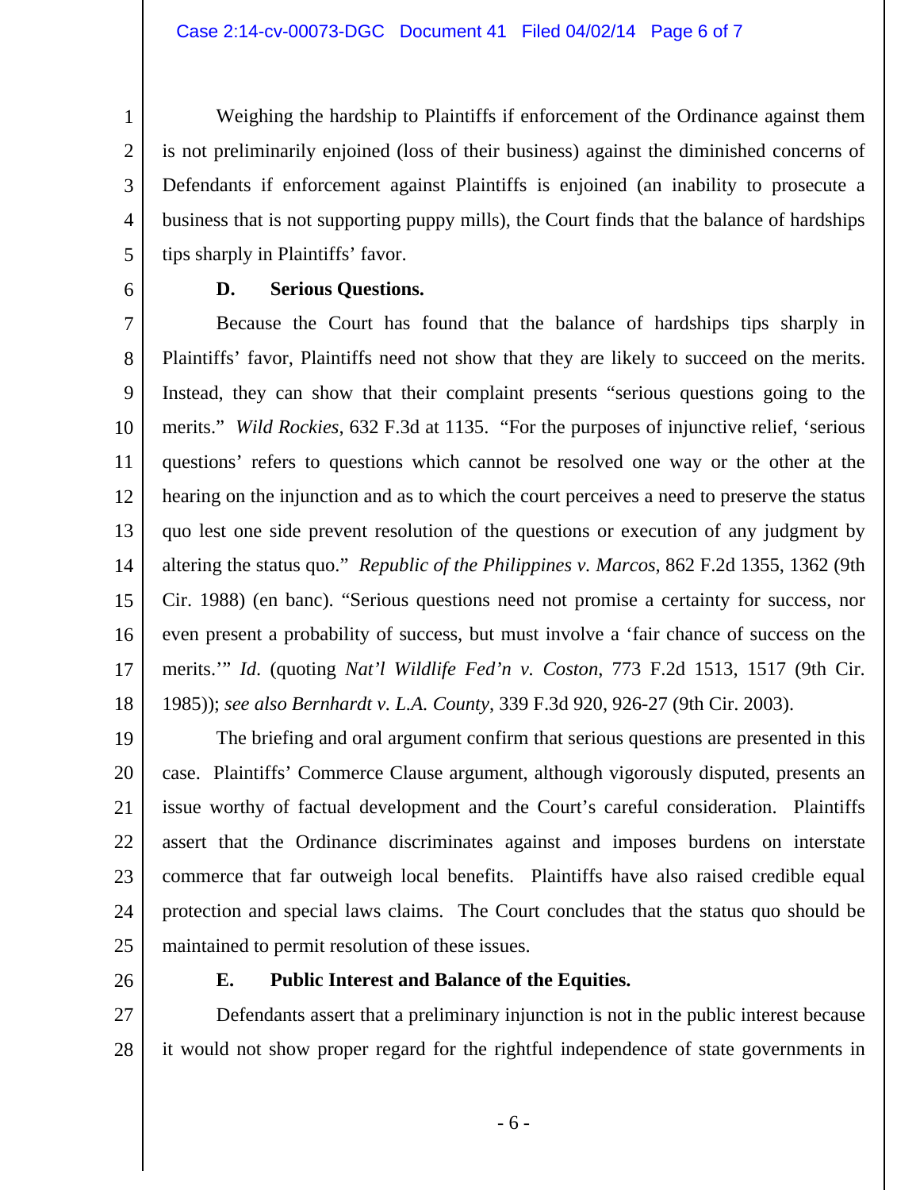Weighing the hardship to Plaintiffs if enforcement of the Ordinance against them is not preliminarily enjoined (loss of their business) against the diminished concerns of Defendants if enforcement against Plaintiffs is enjoined (an inability to prosecute a business that is not supporting puppy mills), the Court finds that the balance of hardships tips sharply in Plaintiffs' favor.

**D. Serious Questions.**

Because the Court has found that the balance of hardships tips sharply in Plaintiffs' favor, Plaintiffs need not show that they are likely to succeed on the merits. Instead, they can show that their complaint presents "serious questions going to the merits." *Wild Rockies*, 632 F.3d at 1135. "For the purposes of injunctive relief, 'serious questions' refers to questions which cannot be resolved one way or the other at the hearing on the injunction and as to which the court perceives a need to preserve the status quo lest one side prevent resolution of the questions or execution of any judgment by altering the status quo." *Republic of the Philippines v. Marcos*, 862 F.2d 1355, 1362 (9th Cir. 1988) (en banc). "Serious questions need not promise a certainty for success, nor even present a probability of success, but must involve a 'fair chance of success on the merits.'" *Id.* (quoting *Nat'l Wildlife Fed'n v. Coston*, 773 F.2d 1513, 1517 (9th Cir. 1985)); *see also Bernhardt v. L.A. County*, 339 F.3d 920, 926-27 (9th Cir. 2003).

The briefing and oral argument confirm that serious questions are presented in this case. Plaintiffs' Commerce Clause argument, although vigorously disputed, presents an issue worthy of factual development and the Court's careful consideration. Plaintiffs assert that the Ordinance discriminates against and imposes burdens on interstate commerce that far outweigh local benefits. Plaintiffs have also raised credible equal protection and special laws claims. The Court concludes that the status quo should be maintained to permit resolution of these issues.

**E. Public Interest and Balance of the Equities.**

Defendants assert that a preliminary injunction is not in the public interest because it would not show proper regard for the rightful independence of state governments in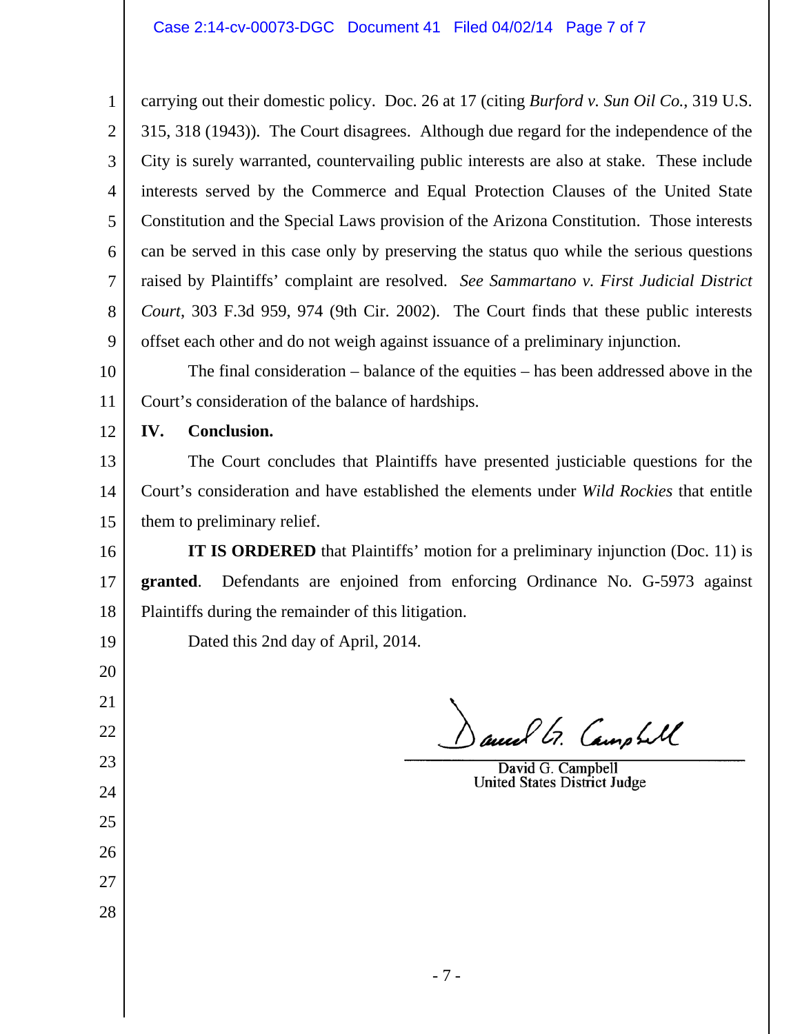carrying out their domestic policy. Doc. 26 at 17 (citing *Burford v. Sun Oil Co.*, 319 U.S. 315, 318 (1943)). The Court disagrees. Although due regard for the independence of the City is surely warranted, countervailing public interests are also at stake. These include interests served by the Commerce and Equal Protection Clauses of the United State Constitution and the Special Laws provision of the Arizona Constitution. Those interests can be served in this case only by preserving the status quo while the serious questions raised by Plaintiffs' complaint are resolved. *See Sammartano v. First Judicial District Court*, 303 F.3d 959, 974 (9th Cir. 2002). The Court finds that these public interests offset each other and do not weigh against issuance of a preliminary injunction.

The final consideration – balance of the equities – has been addressed above in the Court's consideration of the balance of hardships.

## IV. Conclusion.

The Court concludes that Plaintiffs have presented justiciable questions for the Court's consideration and have established the elements under *Wild Rockies* that entitle them to preliminary relief.

**IT IS ORDERED** that Plaintiffs' motion for a preliminary injunction (Doc. 11) is **granted**. Defendants are enjoined from enforcing Ordinance No. G-5973 against Plaintiffs during the remainder of this litigation.

Dated this 2nd day of April, 2014.

David G. Campbell
United States District Judge